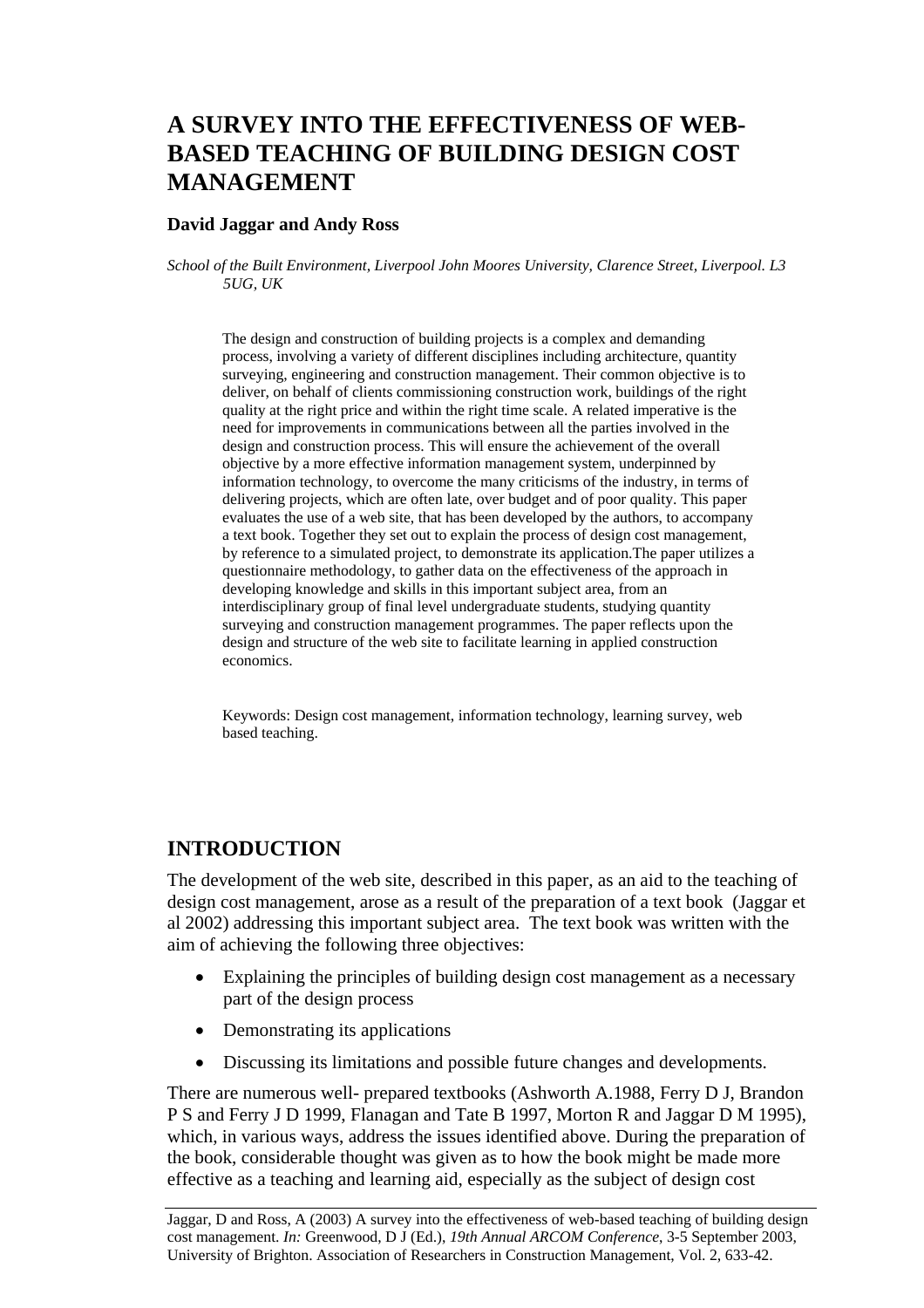# A SURVEY INTO THE EFFECTIVENESS OF WEB-BASED TEACHING OF BUILDING DESIGN COST MANAGEMENT

**David Jaggar and Andy Ross**

*School of the Built Environment, Liverpool John Moores University, Clarence Street, Liverpool. L3 5UG, UK*

The design and construction of building projects is a complex and demanding process, involving a variety of different disciplines including architecture, quantity surveying, engineering and construction management. Their common objective is to deliver, on behalf of clients commissioning construction work, buildings of the right quality at the right price and within the right time scale. A related imperative is the need for improvements in communications between all the parties involved in the design and construction process. This will ensure the achievement of the overall objective by a more effective information management system, underpinned by information technology, to overcome the many criticisms of the industry, in terms of delivering projects, which are often late, over budget and of poor quality. This paper evaluates the use of a web site, that has been developed by the authors, to accompany a text book. Together they set out to explain the process of design cost management, by reference to a simulated project, to demonstrate its application.The paper utilizes a questionnaire methodology, to gather data on the effectiveness of the approach in developing knowledge and skills in this important subject area, from an interdisciplinary group of final level undergraduate students, studying quantity surveying and construction management programmes. The paper reflects upon the design and structure of the web site to facilitate learning in applied construction economics.

Keywords: Design cost management, information technology, learning survey, web based teaching.

## INTRODUCTION

The development of the web site, described in this paper, as an aid to the teaching of design cost management, arose as a result of the preparation of a text book (Jaggar et al 2002) addressing this important subject area. The text book was written with the aim of achieving the following three objectives:

- Explaining the principles of building design cost management as a necessary part of the design process
- Demonstrating its applications
- Discussing its limitations and possible future changes and developments.

There are numerous well- prepared textbooks (Ashworth A.1988, Ferry D J, Brandon P S and Ferry J D 1999, Flanagan and Tate B 1997, Morton R and Jaggar D M 1995), which, in various ways, address the issues identified above. During the preparation of the book, considerable thought was given as to how the book might be made more effective as a teaching and learning aid, especially as the subject of design cost

Jaggar, D and Ross, A (2003) A survey into the effectiveness of web-based teaching of building design cost management. *In:* Greenwood, D J (Ed.), *19th Annual ARCOM Conference*, 3-5 September 2003, University of Brighton. Association of Researchers in Construction Management, Vol. 2, 633-42.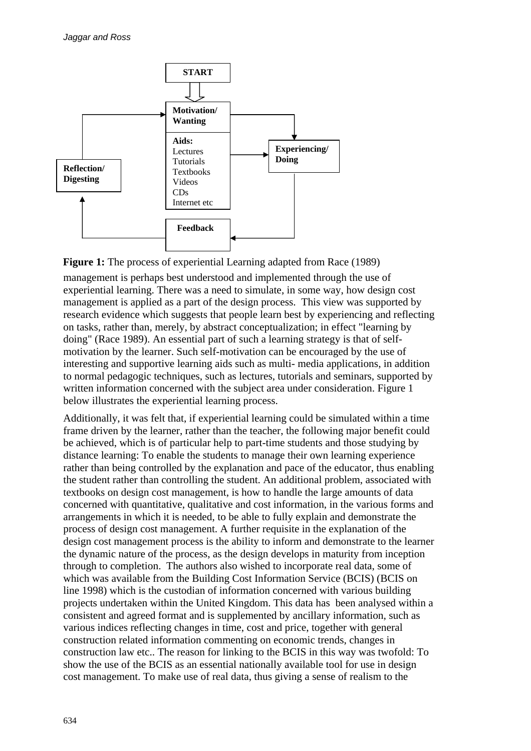**Figure 1:** The process of experiential Learning adapted from Race (1989)

management is perhaps best understood and implemented through the use of experiential learning. There was a need to simulate, in some way, how design cost management is applied as a part of the design process. This view was supported by research evidence which suggests that people learn best by experiencing and reflecting on tasks, rather than, merely, by abstract conceptualization; in effect "learning by doing" (Race 1989). An essential part of such a learning strategy is that of self-motivation by the learner. Such self-motivation can be encouraged by the use of interesting and supportive learning aids such as multi- media applications, in addition to normal pedagogic techniques, such as lectures, tutorials and seminars, supported by written information concerned with the subject area under consideration. Figure 1 below illustrates the experiential learning process.

Additionally, it was felt that, if experiential learning could be simulated within a time frame driven by the learner, rather than the teacher, the following major benefit could be achieved, which is of particular help to part-time students and those studying by distance learning: To enable the students to manage their own learning experience rather than being controlled by the explanation and pace of the educator, thus enabling the student rather than controlling the student. An additional problem, associated with textbooks on design cost management, is how to handle the large amounts of data concerned with quantitative, qualitative and cost information, in the various forms and arrangements in which it is needed, to be able to fully explain and demonstrate the process of design cost management. A further requisite in the explanation of the design cost management process is the ability to inform and demonstrate to the learner the dynamic nature of the process, as the design develops in maturity from inception through to completion. The authors also wished to incorporate real data, some of which was available from the Building Cost Information Service (BCIS) (BCIS on line 1998) which is the custodian of information concerned with various building projects undertaken within the United Kingdom. This data has been analysed within a consistent and agreed format and is supplemented by ancillary information, such as various indices reflecting changes in time, cost and price, together with general construction related information commenting on economic trends, changes in construction law etc.. The reason for linking to the BCIS in this way was twofold: To show the use of the BCIS as an essential nationally available tool for use in design cost management. To make use of real data, thus giving a sense of realism to the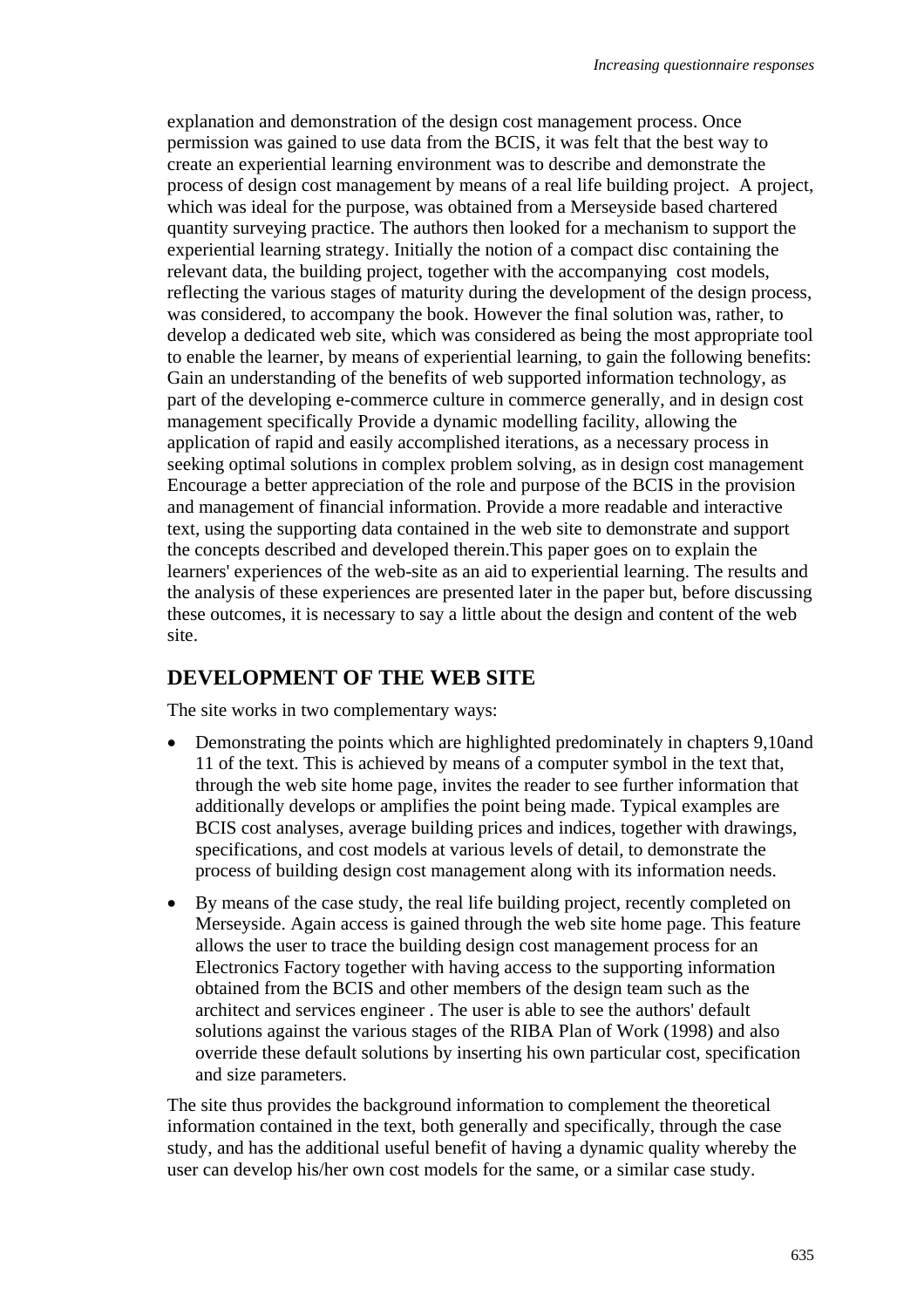explanation and demonstration of the design cost management process. Once permission was gained to use data from the BCIS, it was felt that the best way to create an experiential learning environment was to describe and demonstrate the process of design cost management by means of a real life building project. A project, which was ideal for the purpose, was obtained from a Merseyside based chartered quantity surveying practice. The authors then looked for a mechanism to support the experiential learning strategy. Initially the notion of a compact disc containing the relevant data, the building project, together with the accompanying cost models, reflecting the various stages of maturity during the development of the design process, was considered, to accompany the book. However the final solution was, rather, to develop a dedicated web site, which was considered as being the most appropriate tool to enable the learner, by means of experiential learning, to gain the following benefits: Gain an understanding of the benefits of web supported information technology, as part of the developing e-commerce culture in commerce generally, and in design cost management specifically Provide a dynamic modelling facility, allowing the application of rapid and easily accomplished iterations, as a necessary process in seeking optimal solutions in complex problem solving, as in design cost management Encourage a better appreciation of the role and purpose of the BCIS in the provision and management of financial information. Provide a more readable and interactive text, using the supporting data contained in the web site to demonstrate and support the concepts described and developed therein.This paper goes on to explain the learners' experiences of the web-site as an aid to experiential learning. The results and the analysis of these experiences are presented later in the paper but, before discussing these outcomes, it is necessary to say a little about the design and content of the web site.

## DEVELOPMENT OF THE WEB SITE

The site works in two complementary ways:

- Demonstrating the points which are highlighted predominately in chapters 9,10and 11 of the text. This is achieved by means of a computer symbol in the text that, through the web site home page, invites the reader to see further information that additionally develops or amplifies the point being made. Typical examples are BCIS cost analyses, average building prices and indices, together with drawings, specifications, and cost models at various levels of detail, to demonstrate the process of building design cost management along with its information needs.
- By means of the case study, the real life building project, recently completed on Merseyside. Again access is gained through the web site home page. This feature allows the user to trace the building design cost management process for an Electronics Factory together with having access to the supporting information obtained from the BCIS and other members of the design team such as the architect and services engineer . The user is able to see the authors' default solutions against the various stages of the RIBA Plan of Work (1998) and also override these default solutions by inserting his own particular cost, specification and size parameters.

The site thus provides the background information to complement the theoretical information contained in the text, both generally and specifically, through the case study, and has the additional useful benefit of having a dynamic quality whereby the user can develop his/her own cost models for the same, or a similar case study.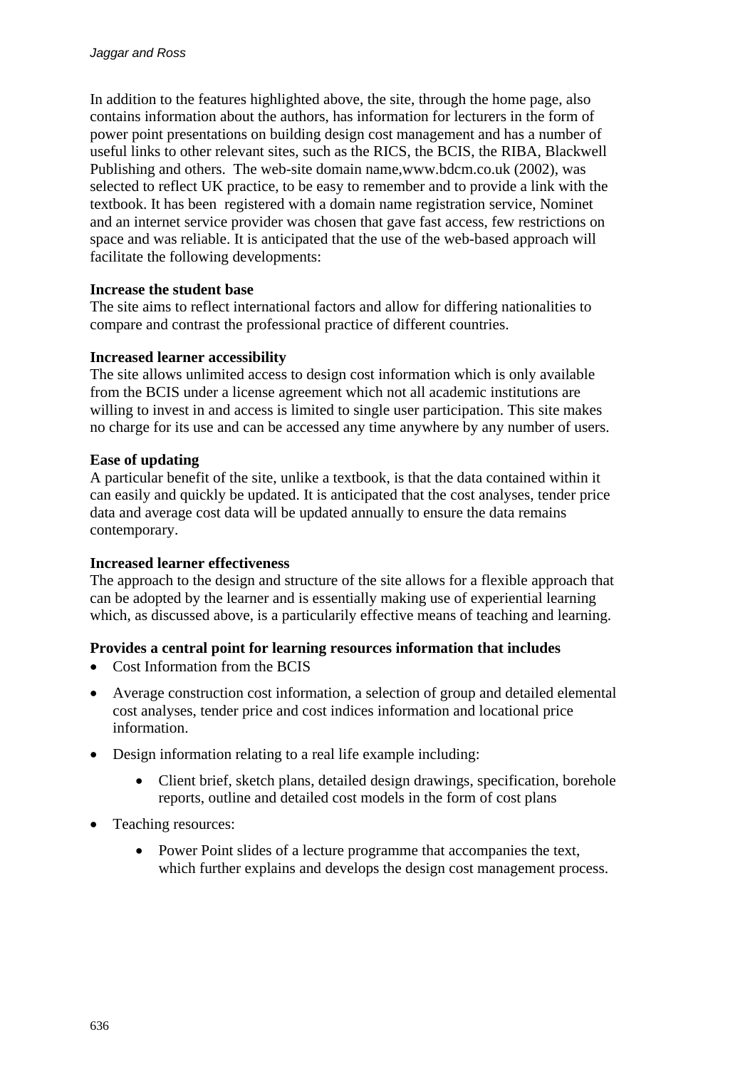In addition to the features highlighted above, the site, through the home page, also contains information about the authors, has information for lecturers in the form of power point presentations on building design cost management and has a number of useful links to other relevant sites, such as the RICS, the BCIS, the RIBA, Blackwell Publishing and others. The web-site domain name,www.bdcm.co.uk (2002), was selected to reflect UK practice, to be easy to remember and to provide a link with the textbook. It has been registered with a domain name registration service, Nominet and an internet service provider was chosen that gave fast access, few restrictions on space and was reliable. It is anticipated that the use of the web-based approach will facilitate the following developments:

**Increase the student base**
The site aims to reflect international factors and allow for differing nationalities to compare and contrast the professional practice of different countries.

**Increased learner accessibility**
The site allows unlimited access to design cost information which is only available from the BCIS under a license agreement which not all academic institutions are willing to invest in and access is limited to single user participation. This site makes no charge for its use and can be accessed any time anywhere by any number of users.

**Ease of updating**
A particular benefit of the site, unlike a textbook, is that the data contained within it can easily and quickly be updated. It is anticipated that the cost analyses, tender price data and average cost data will be updated annually to ensure the data remains contemporary.

**Increased learner effectiveness**
The approach to the design and structure of the site allows for a flexible approach that can be adopted by the learner and is essentially making use of experiential learning which, as discussed above, is a particularily effective means of teaching and learning.

**Provides a central point for learning resources information that includes**

- Cost Information from the BCIS
- Average construction cost information, a selection of group and detailed elemental cost analyses, tender price and cost indices information and locational price information.
- Design information relating to a real life example including:
    - Client brief, sketch plans, detailed design drawings, specification, borehole reports, outline and detailed cost models in the form of cost plans
- Teaching resources:
    - Power Point slides of a lecture programme that accompanies the text, which further explains and develops the design cost management process.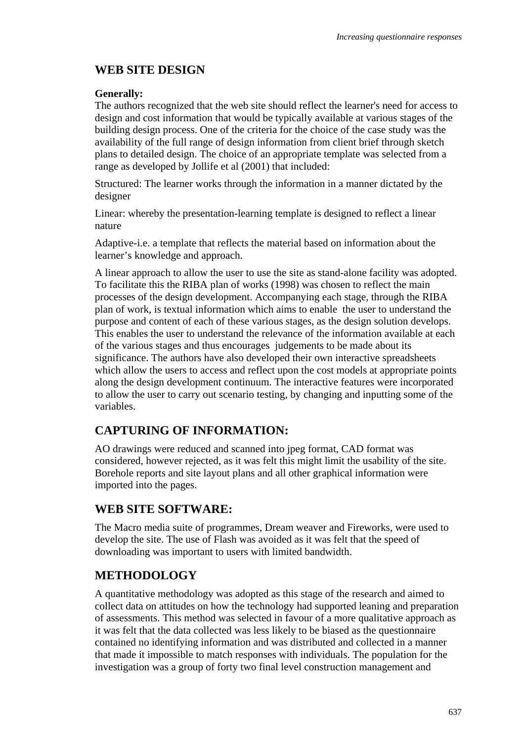## WEB SITE DESIGN

**Generally:**
The authors recognized that the web site should reflect the learner's need for access to design and cost information that would be typically available at various stages of the building design process. One of the criteria for the choice of the case study was the availability of the full range of design information from client brief through sketch plans to detailed design. The choice of an appropriate template was selected from a range as developed by Jollife et al (2001) that included:

Structured: The learner works through the information in a manner dictated by the designer

Linear: whereby the presentation-learning template is designed to reflect a linear nature

Adaptive-i.e. a template that reflects the material based on information about the learner's knowledge and approach.

A linear approach to allow the user to use the site as stand-alone facility was adopted. To facilitate this the RIBA plan of works (1998) was chosen to reflect the main processes of the design development. Accompanying each stage, through the RIBA plan of work, is textual information which aims to enable the user to understand the purpose and content of each of these various stages, as the design solution develops. This enables the user to understand the relevance of the information available at each of the various stages and thus encourages judgements to be made about its significance. The authors have also developed their own interactive spreadsheets which allow the users to access and reflect upon the cost models at appropriate points along the design development continuum. The interactive features were incorporated to allow the user to carry out scenario testing, by changing and inputting some of the variables.

## CAPTURING OF INFORMATION:

AO drawings were reduced and scanned into jpeg format, CAD format was considered, however rejected, as it was felt this might limit the usability of the site. Borehole reports and site layout plans and all other graphical information were imported into the pages.

## WEB SITE SOFTWARE:

The Macro media suite of programmes, Dream weaver and Fireworks, were used to develop the site. The use of Flash was avoided as it was felt that the speed of downloading was important to users with limited bandwidth.

## METHODOLOGY

A quantitative methodology was adopted as this stage of the research and aimed to collect data on attitudes on how the technology had supported leaning and preparation of assessments. This method was selected in favour of a more qualitative approach as it was felt that the data collected was less likely to be biased as the questionnaire contained no identifying information and was distributed and collected in a manner that made it impossible to match responses with individuals. The population for the investigation was a group of forty two final level construction management and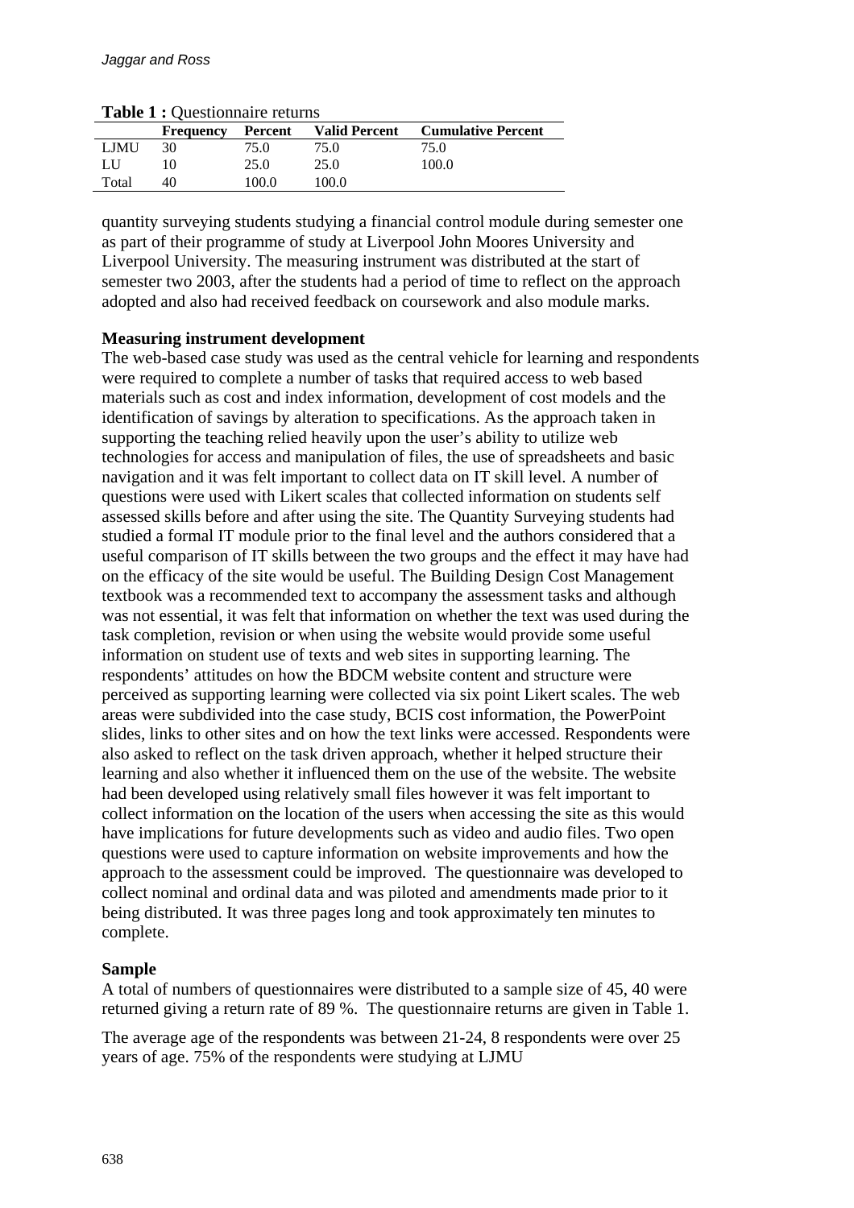**Table 1 :** Questionnaire returns

| | Frequency | Percent | Valid Percent | Cumulative Percent |
|---|---|---|---|---|
| LJMU | 30 | 75.0 | 75.0 | 75.0 |
| LU | 10 | 25.0 | 25.0 | 100.0 |
| Total | 40 | 100.0 | 100.0 | |

quantity surveying students studying a financial control module during semester one as part of their programme of study at Liverpool John Moores University and Liverpool University. The measuring instrument was distributed at the start of semester two 2003, after the students had a period of time to reflect on the approach adopted and also had received feedback on coursework and also module marks.

**Measuring instrument development**

The web-based case study was used as the central vehicle for learning and respondents were required to complete a number of tasks that required access to web based materials such as cost and index information, development of cost models and the identification of savings by alteration to specifications. As the approach taken in supporting the teaching relied heavily upon the user's ability to utilize web technologies for access and manipulation of files, the use of spreadsheets and basic navigation and it was felt important to collect data on IT skill level. A number of questions were used with Likert scales that collected information on students self assessed skills before and after using the site. The Quantity Surveying students had studied a formal IT module prior to the final level and the authors considered that a useful comparison of IT skills between the two groups and the effect it may have had on the efficacy of the site would be useful. The Building Design Cost Management textbook was a recommended text to accompany the assessment tasks and although was not essential, it was felt that information on whether the text was used during the task completion, revision or when using the website would provide some useful information on student use of texts and web sites in supporting learning. The respondents' attitudes on how the BDCM website content and structure were perceived as supporting learning were collected via six point Likert scales. The web areas were subdivided into the case study, BCIS cost information, the PowerPoint slides, links to other sites and on how the text links were accessed. Respondents were also asked to reflect on the task driven approach, whether it helped structure their learning and also whether it influenced them on the use of the website. The website had been developed using relatively small files however it was felt important to collect information on the location of the users when accessing the site as this would have implications for future developments such as video and audio files. Two open questions were used to capture information on website improvements and how the approach to the assessment could be improved. The questionnaire was developed to collect nominal and ordinal data and was piloted and amendments made prior to it being distributed. It was three pages long and took approximately ten minutes to complete.

**Sample**

A total of numbers of questionnaires were distributed to a sample size of 45, 40 were returned giving a return rate of 89 %. The questionnaire returns are given in Table 1.

The average age of the respondents was between 21-24, 8 respondents were over 25 years of age. 75% of the respondents were studying at LJMU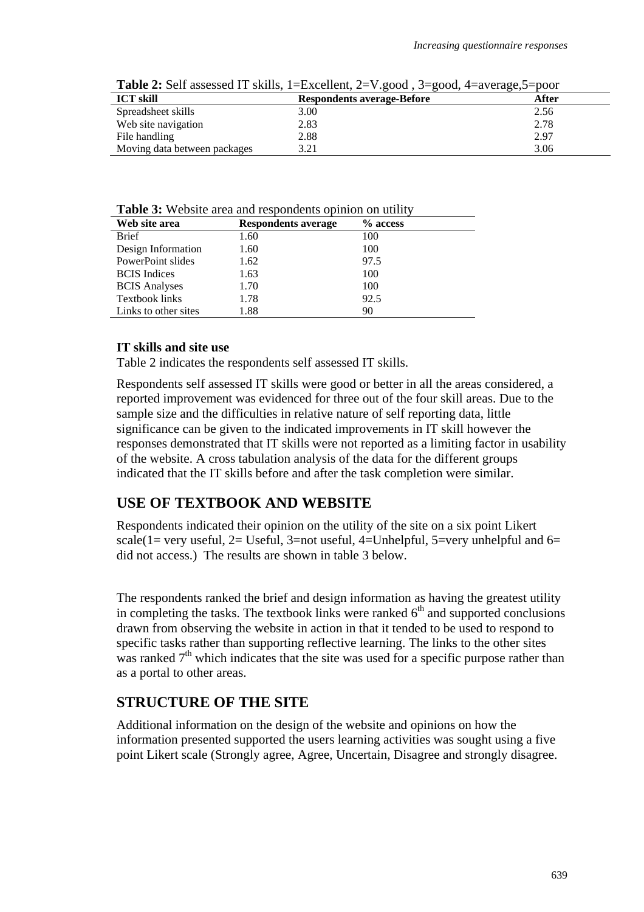**Table 2:** Self assessed IT skills, 1=Excellent, 2=V.good , 3=good, 4=average,5=poor

| ICT skill | Respondents average-Before | After |
|---|---|---|
| Spreadsheet skills | 3.00 | 2.56 |
| Web site navigation | 2.83 | 2.78 |
| File handling | 2.88 | 2.97 |
| Moving data between packages | 3.21 | 3.06 |

**Table 3:** Website area and respondents opinion on utility

| Web site area | Respondents average | % access |
|---|---|---|
| Brief | 1.60 | 100 |
| Design Information | 1.60 | 100 |
| PowerPoint slides | 1.62 | 97.5 |
| BCIS Indices | 1.63 | 100 |
| BCIS Analyses | 1.70 | 100 |
| Textbook links | 1.78 | 92.5 |
| Links to other sites | 1.88 | 90 |

### IT skills and site use

Table 2 indicates the respondents self assessed IT skills.

Respondents self assessed IT skills were good or better in all the areas considered, a reported improvement was evidenced for three out of the four skill areas. Due to the sample size and the difficulties in relative nature of self reporting data, little significance can be given to the indicated improvements in IT skill however the responses demonstrated that IT skills were not reported as a limiting factor in usability of the website. A cross tabulation analysis of the data for the different groups indicated that the IT skills before and after the task completion were similar.

## USE OF TEXTBOOK AND WEBSITE

Respondents indicated their opinion on the utility of the site on a six point Likert scale(1= very useful, 2= Useful, 3=not useful, 4=Unhelpful, 5=very unhelpful and 6= did not access.) The results are shown in table 3 below.

The respondents ranked the brief and design information as having the greatest utility in completing the tasks. The textbook links were ranked 6th and supported conclusions drawn from observing the website in action in that it tended to be used to respond to specific tasks rather than supporting reflective learning. The links to the other sites was ranked 7th which indicates that the site was used for a specific purpose rather than as a portal to other areas.

## STRUCTURE OF THE SITE

Additional information on the design of the website and opinions on how the information presented supported the users learning activities was sought using a five point Likert scale (Strongly agree, Agree, Uncertain, Disagree and strongly disagree.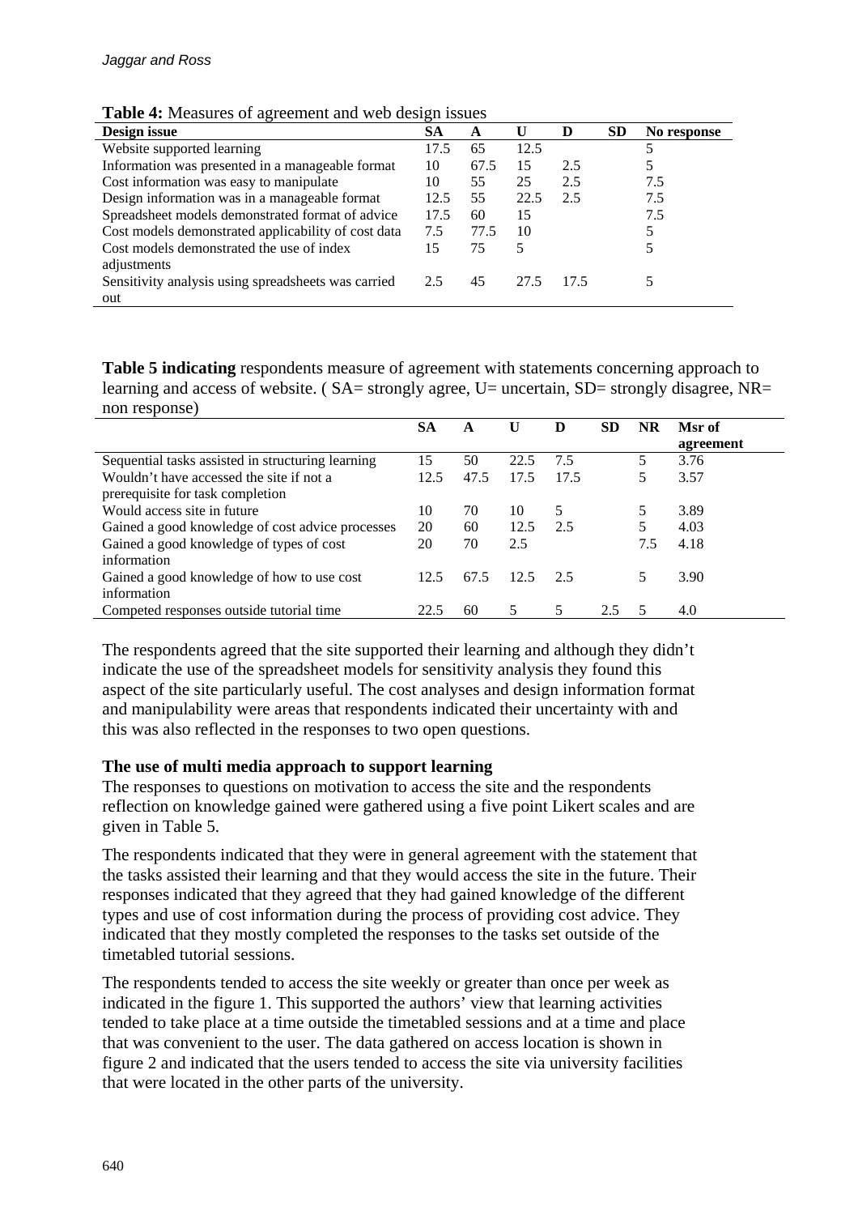**Table 4:** Measures of agreement and web design issues

| Design issue | SA | A | U | D | SD | No response |
|---|---|---|---|---|---|---|
| Website supported learning | 17.5 | 65 | 12.5 | | | 5 |
| Information was presented in a manageable format | 10 | 67.5 | 15 | 2.5 | | 5 |
| Cost information was easy to manipulate | 10 | 55 | 25 | 2.5 | | 7.5 |
| Design information was in a manageable format | 12.5 | 55 | 22.5 | 2.5 | | 7.5 |
| Spreadsheet models demonstrated format of advice | 17.5 | 60 | 15 | | | 7.5 |
| Cost models demonstrated applicability of cost data | 7.5 | 77.5 | 10 | | | 5 |
| Cost models demonstrated the use of index adjustments | 15 | 75 | 5 | | | 5 |
| Sensitivity analysis using spreadsheets was carried out | 2.5 | 45 | 27.5 | 17.5 | | 5 |

**Table 5 indicating** respondents measure of agreement with statements concerning approach to learning and access of website. ( SA= strongly agree, U= uncertain, SD= strongly disagree, NR= non response)

| | SA | A | U | D | SD | NR | Msr of agreement |
|---|---|---|---|---|---|---|---|
| Sequential tasks assisted in structuring learning | 15 | 50 | 22.5 | 7.5 | | 5 | 3.76 |
| Wouldn't have accessed the site if not a prerequisite for task completion | 12.5 | 47.5 | 17.5 | 17.5 | | 5 | 3.57 |
| Would access site in future | 10 | 70 | 10 | 5 | | 5 | 3.89 |
| Gained a good knowledge of cost advice processes | 20 | 60 | 12.5 | 2.5 | | 5 | 4.03 |
| Gained a good knowledge of types of cost information | 20 | 70 | 2.5 | | | 7.5 | 4.18 |
| Gained a good knowledge of how to use cost information | 12.5 | 67.5 | 12.5 | 2.5 | | 5 | 3.90 |
| Competed responses outside tutorial time | 22.5 | 60 | 5 | 5 | 2.5 | 5 | 4.0 |

The respondents agreed that the site supported their learning and although they didn't indicate the use of the spreadsheet models for sensitivity analysis they found this aspect of the site particularly useful. The cost analyses and design information format and manipulability were areas that respondents indicated their uncertainty with and this was also reflected in the responses to two open questions.

**The use of multi media approach to support learning**

The responses to questions on motivation to access the site and the respondents reflection on knowledge gained were gathered using a five point Likert scales and are given in Table 5.

The respondents indicated that they were in general agreement with the statement that the tasks assisted their learning and that they would access the site in the future. Their responses indicated that they agreed that they had gained knowledge of the different types and use of cost information during the process of providing cost advice. They indicated that they mostly completed the responses to the tasks set outside of the timetabled tutorial sessions.

The respondents tended to access the site weekly or greater than once per week as indicated in the figure 1. This supported the authors' view that learning activities tended to take place at a time outside the timetabled sessions and at a time and place that was convenient to the user. The data gathered on access location is shown in figure 2 and indicated that the users tended to access the site via university facilities that were located in the other parts of the university.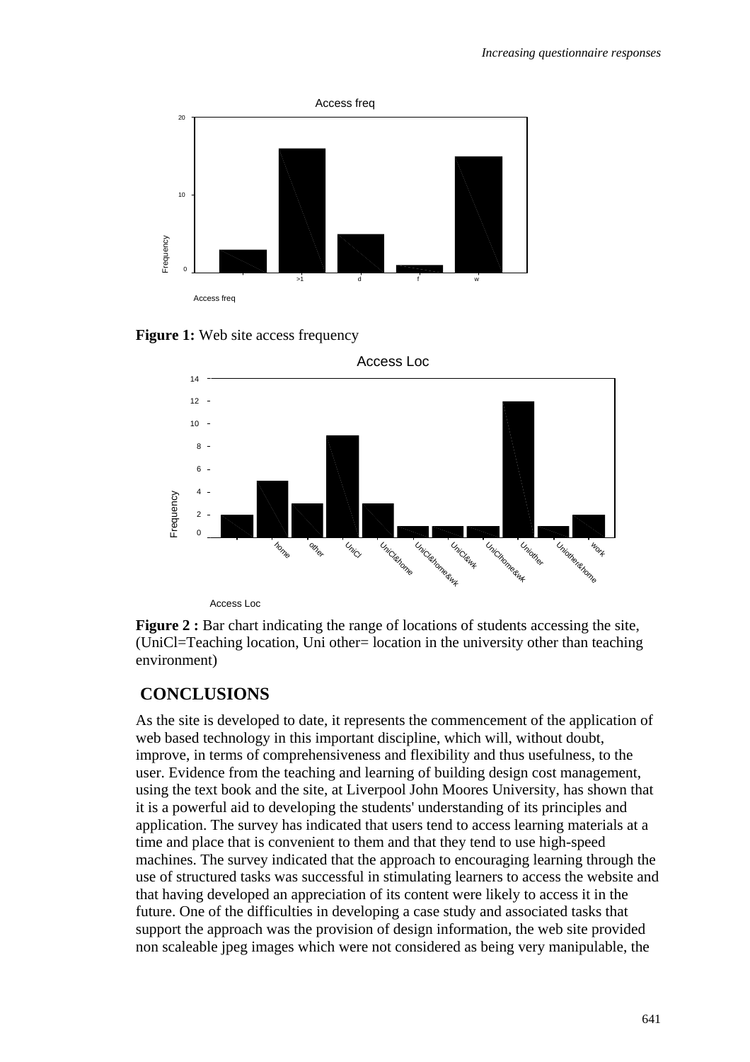**Figure 1:** Web site access frequency

**Figure 2 :** Bar chart indicating the range of locations of students accessing the site, (UniCl=Teaching location, Uni other= location in the university other than teaching environment)

## CONCLUSIONS

As the site is developed to date, it represents the commencement of the application of web based technology in this important discipline, which will, without doubt, improve, in terms of comprehensiveness and flexibility and thus usefulness, to the user. Evidence from the teaching and learning of building design cost management, using the text book and the site, at Liverpool John Moores University, has shown that it is a powerful aid to developing the students' understanding of its principles and application. The survey has indicated that users tend to access learning materials at a time and place that is convenient to them and that they tend to use high-speed machines. The survey indicated that the approach to encouraging learning through the use of structured tasks was successful in stimulating learners to access the website and that having developed an appreciation of its content were likely to access it in the future. One of the difficulties in developing a case study and associated tasks that support the approach was the provision of design information, the web site provided non scaleable jpeg images which were not considered as being very manipulable, the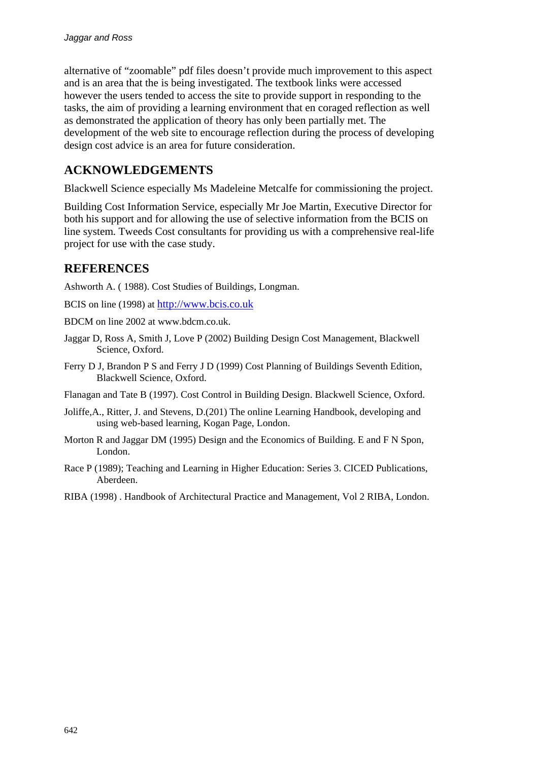alternative of "zoomable" pdf files doesn't provide much improvement to this aspect and is an area that the is being investigated. The textbook links were accessed however the users tended to access the site to provide support in responding to the tasks, the aim of providing a learning environment that en coraged reflection as well as demonstrated the application of theory has only been partially met. The development of the web site to encourage reflection during the process of developing design cost advice is an area for future consideration.

## ACKNOWLEDGEMENTS

Blackwell Science especially Ms Madeleine Metcalfe for commissioning the project.

Building Cost Information Service, especially Mr Joe Martin, Executive Director for both his support and for allowing the use of selective information from the BCIS on line system. Tweeds Cost consultants for providing us with a comprehensive real-life project for use with the case study.

## REFERENCES

Ashworth A. ( 1988). Cost Studies of Buildings, Longman.

BCIS on line (1998) at http://www.bcis.co.uk

BDCM on line 2002 at www.bdcm.co.uk.

Jaggar D, Ross A, Smith J, Love P (2002) Building Design Cost Management, Blackwell Science, Oxford.

Ferry D J, Brandon P S and Ferry J D (1999) Cost Planning of Buildings Seventh Edition, Blackwell Science, Oxford.

Flanagan and Tate B (1997). Cost Control in Building Design. Blackwell Science, Oxford.

Joliffe,A., Ritter, J. and Stevens, D.(201) The online Learning Handbook, developing and using web-based learning, Kogan Page, London.

Morton R and Jaggar DM (1995) Design and the Economics of Building. E and F N Spon, London.

Race P (1989); Teaching and Learning in Higher Education: Series 3. CICED Publications, Aberdeen.

RIBA (1998) . Handbook of Architectural Practice and Management, Vol 2 RIBA, London.